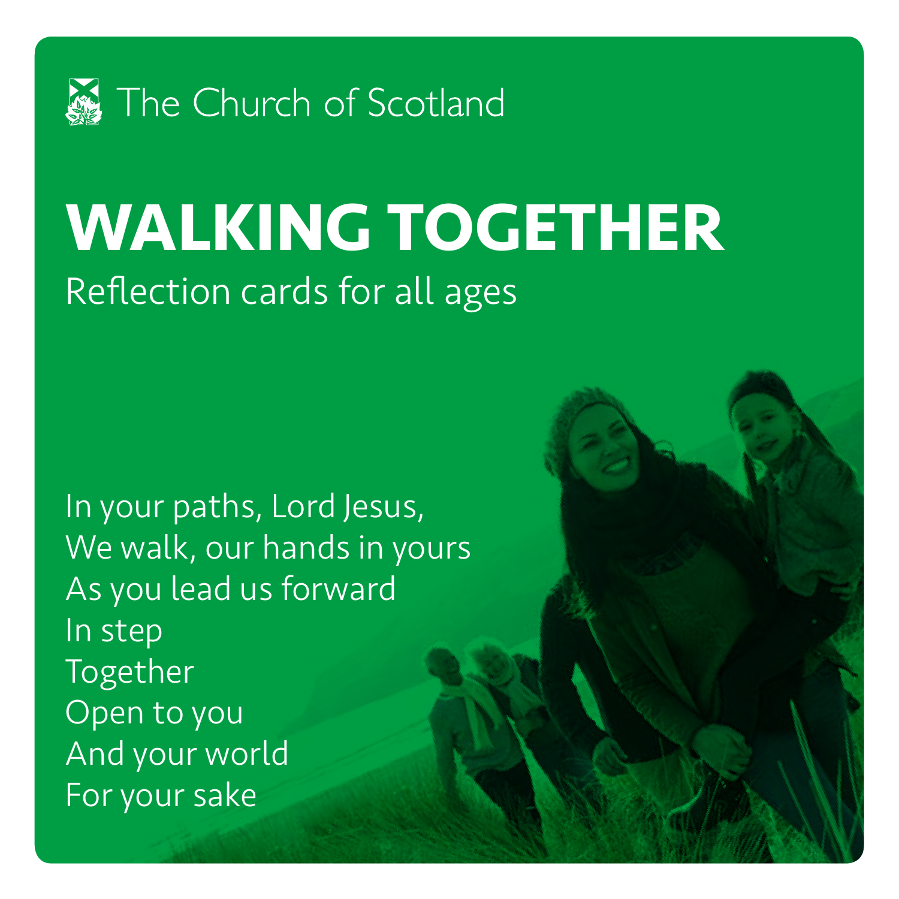The Church of Scotland

# WALKING TOGETHER

Reflection cards for all ages

In your paths, Lord Jesus,
We walk, our hands in yours
As you lead us forward
In step
Together
Open to you
And your world
For your sake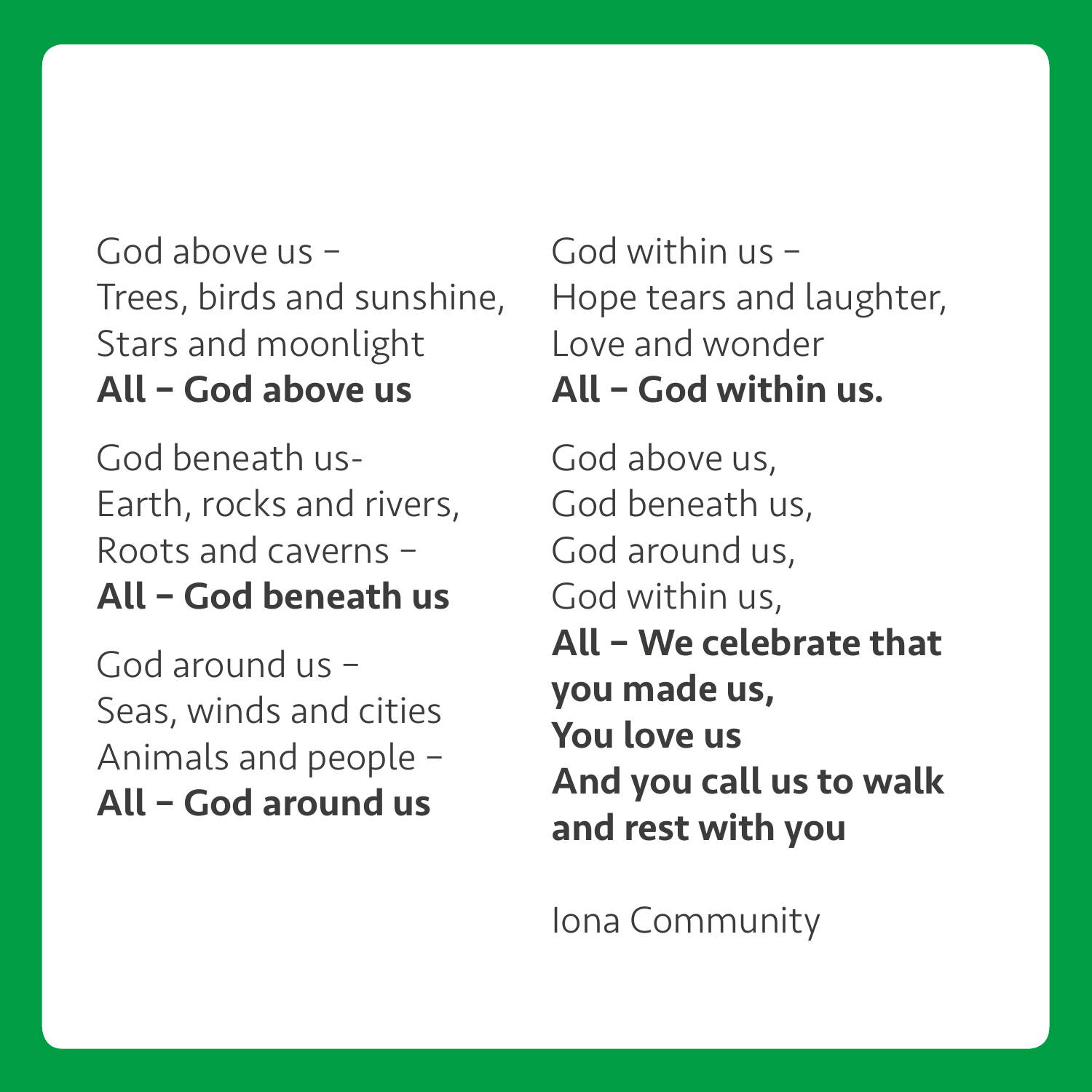God above us –
Trees, birds and sunshine,
Stars and moonlight
**All – God above us**

God beneath us-
Earth, rocks and rivers,
Roots and caverns –
**All – God beneath us**

God around us –
Seas, winds and cities
Animals and people –
**All – God around us**

God within us –
Hope tears and laughter,
Love and wonder
**All – God within us.**

God above us,
God beneath us,
God around us,
God within us,
**All – We celebrate that you made us,**
**You love us**
**And you call us to walk and rest with you**

Iona Community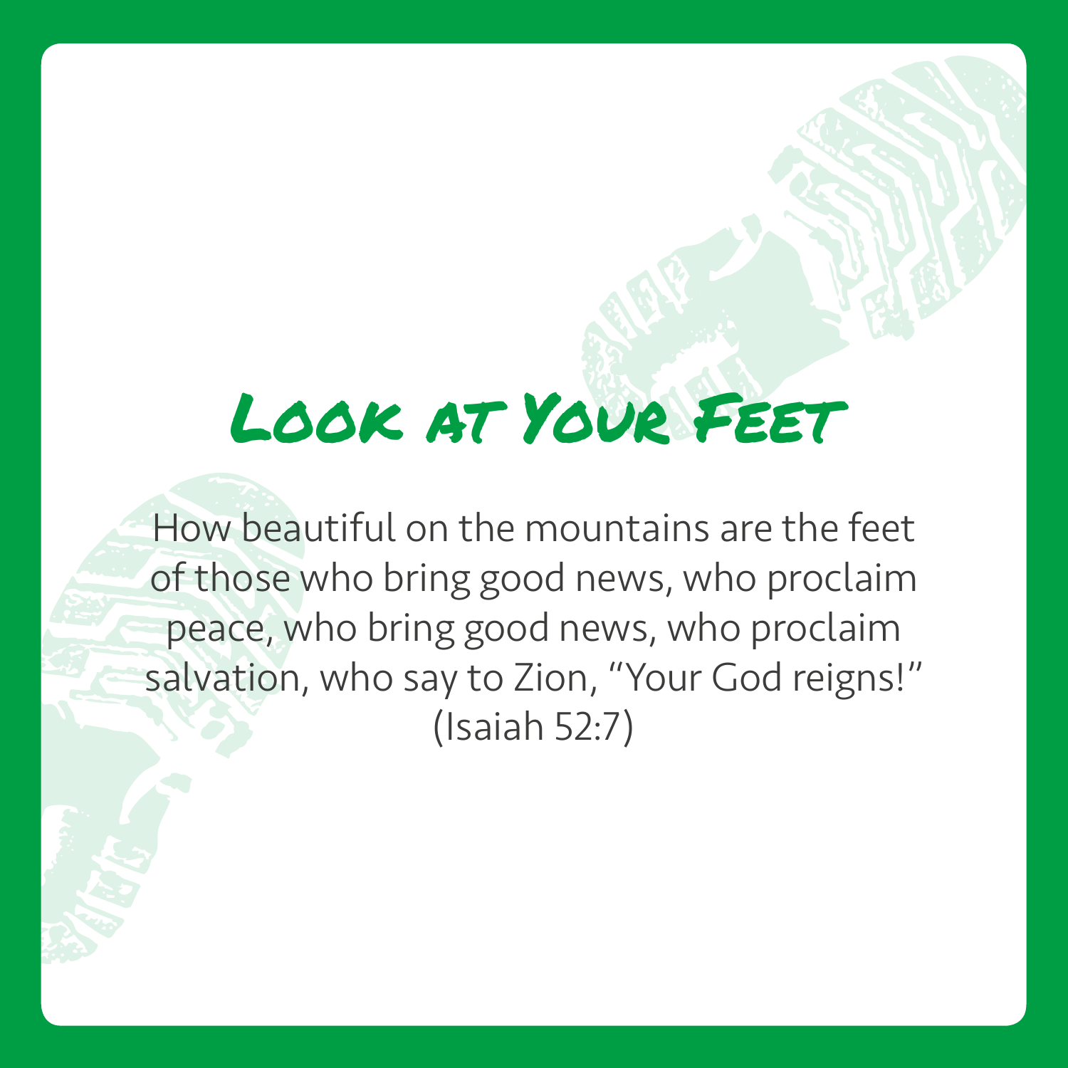# Look at Your Feet

How beautiful on the mountains are the feet of those who bring good news, who proclaim peace, who bring good news, who proclaim salvation, who say to Zion, "Your God reigns!" (Isaiah 52:7)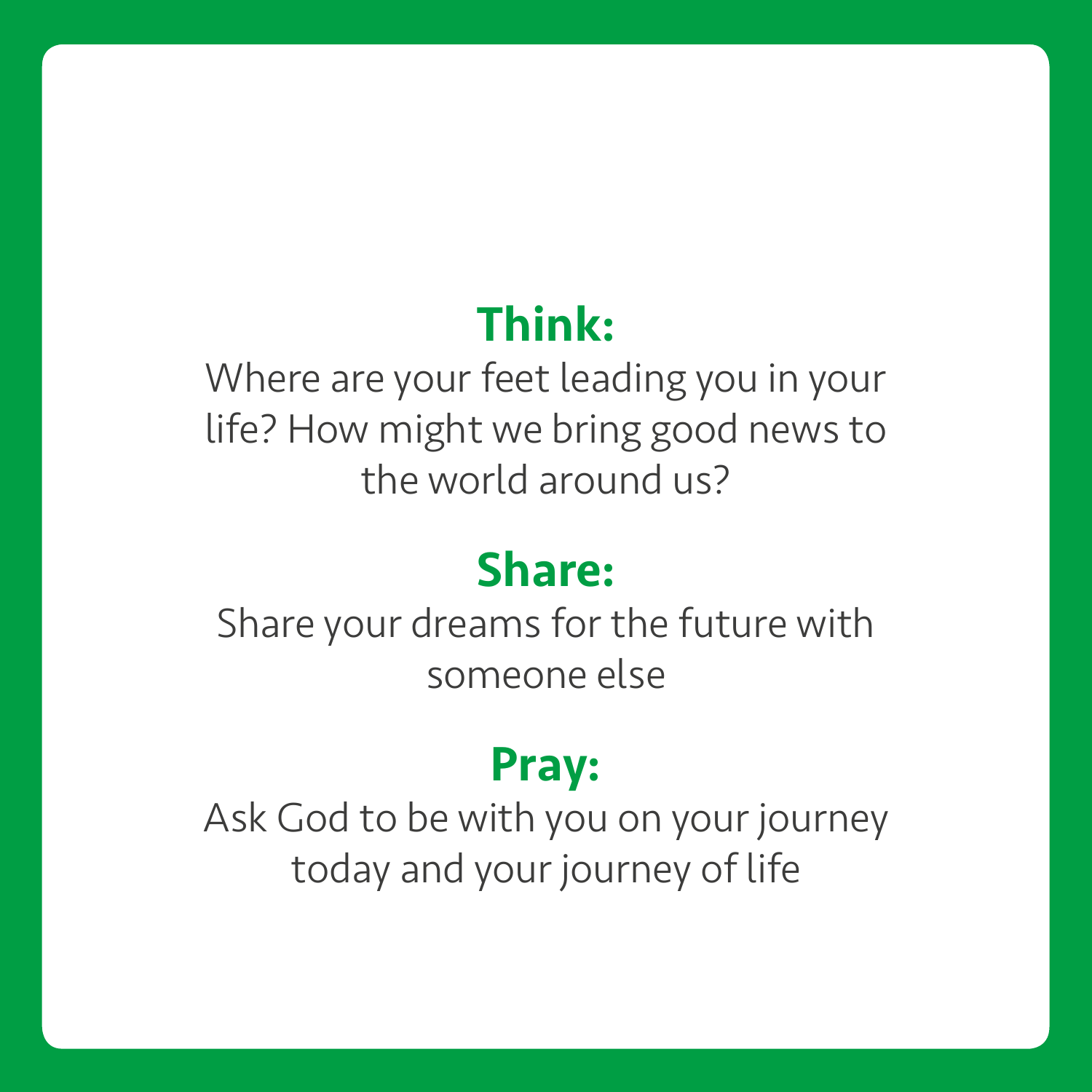## Think:

Where are your feet leading you in your life? How might we bring good news to the world around us?

## Share:

Share your dreams for the future with someone else

## Pray:

Ask God to be with you on your journey today and your journey of life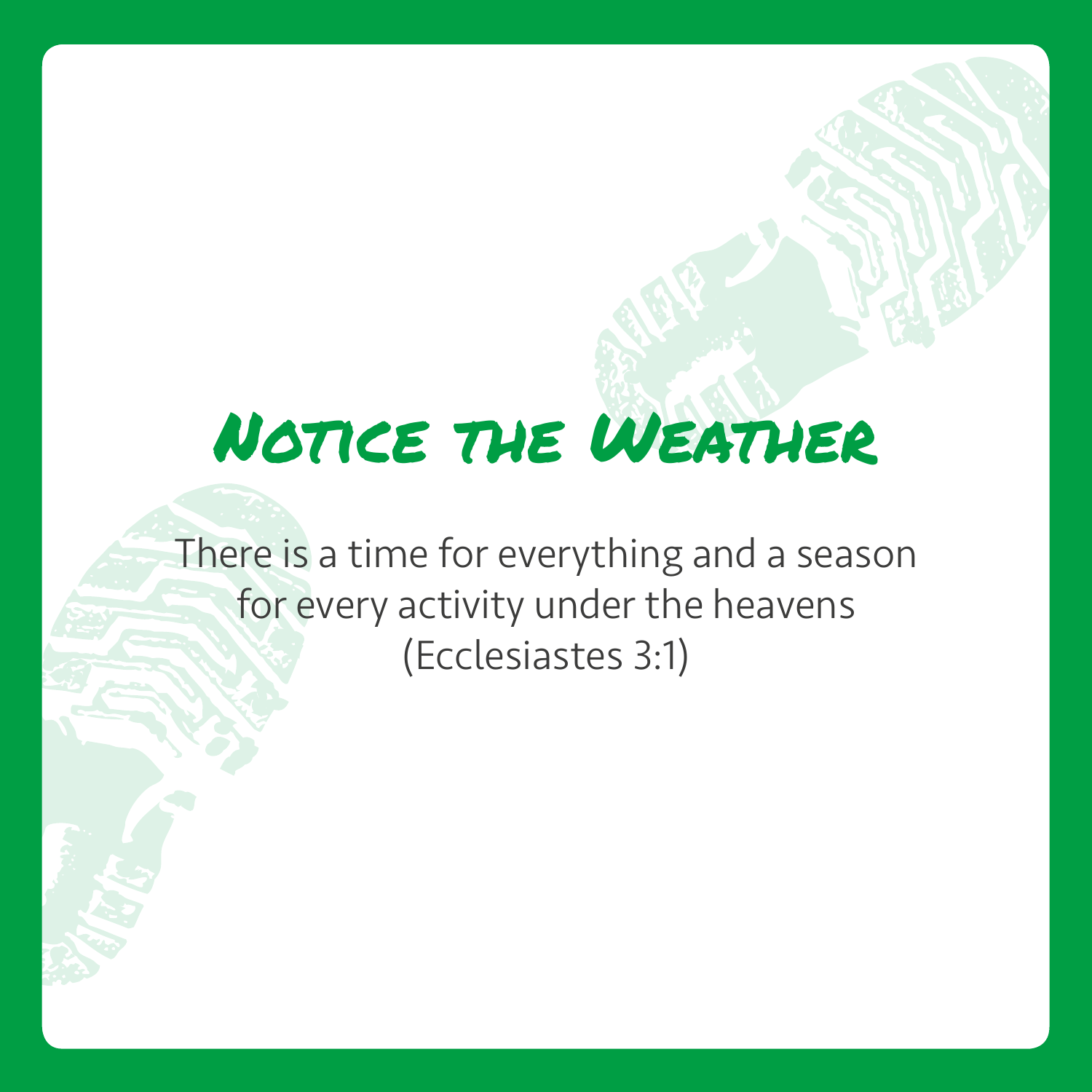# Notice the Weather

There is a time for everything and a season for every activity under the heavens (Ecclesiastes 3:1)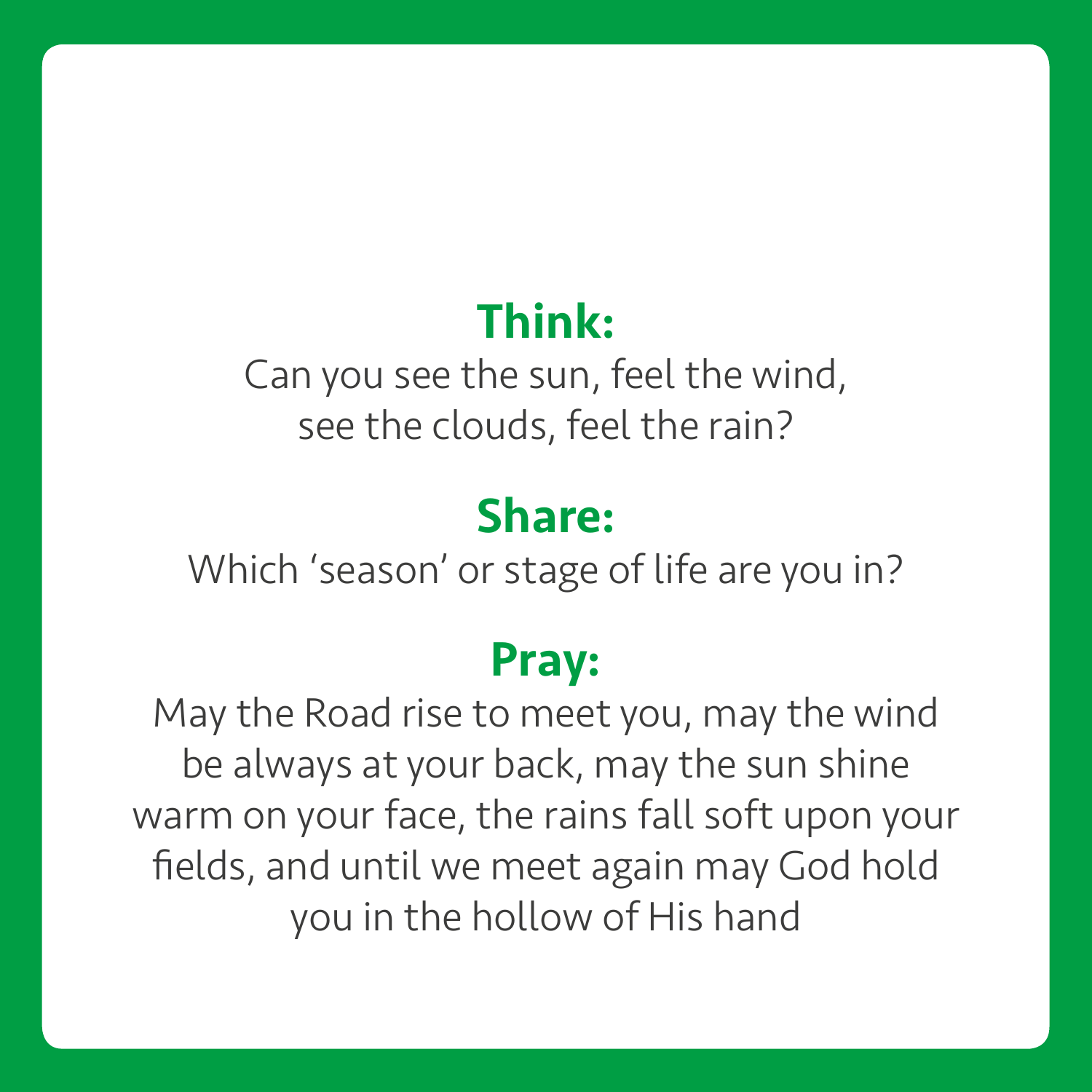## Think:

Can you see the sun, feel the wind, see the clouds, feel the rain?

## Share:

Which 'season' or stage of life are you in?

## Pray:

May the Road rise to meet you, may the wind be always at your back, may the sun shine warm on your face, the rains fall soft upon your fields, and until we meet again may God hold you in the hollow of His hand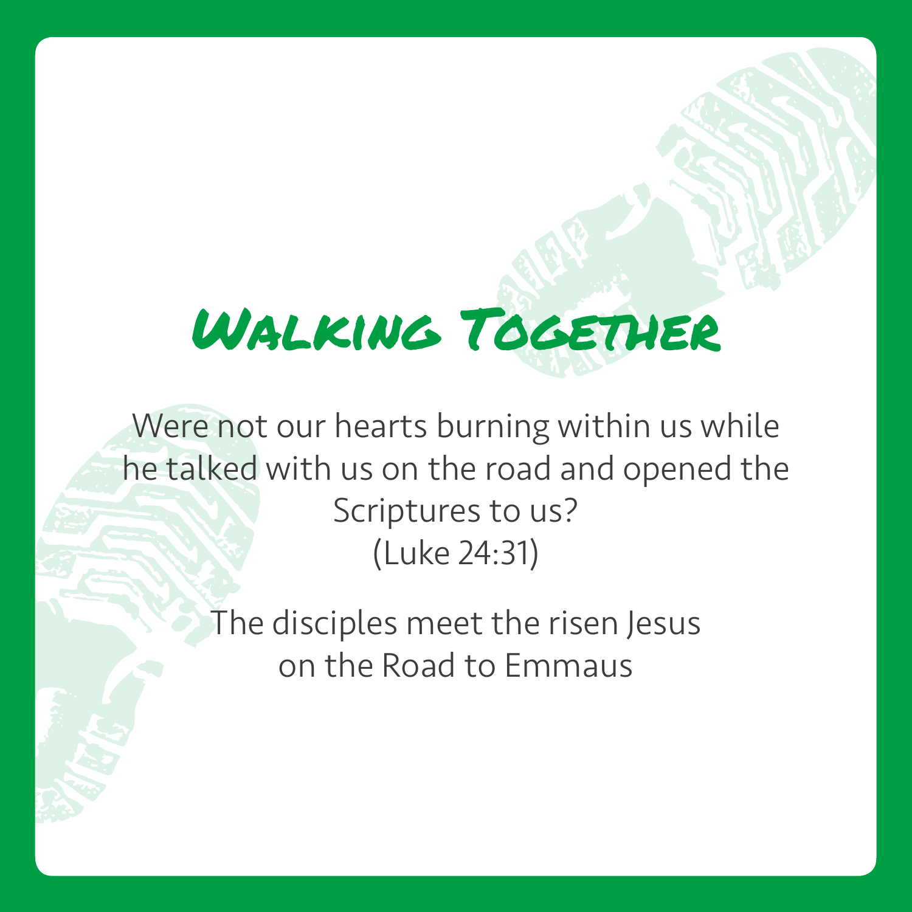# Walking Together

Were not our hearts burning within us while he talked with us on the road and opened the Scriptures to us?
(Luke 24:31)

The disciples meet the risen Jesus on the Road to Emmaus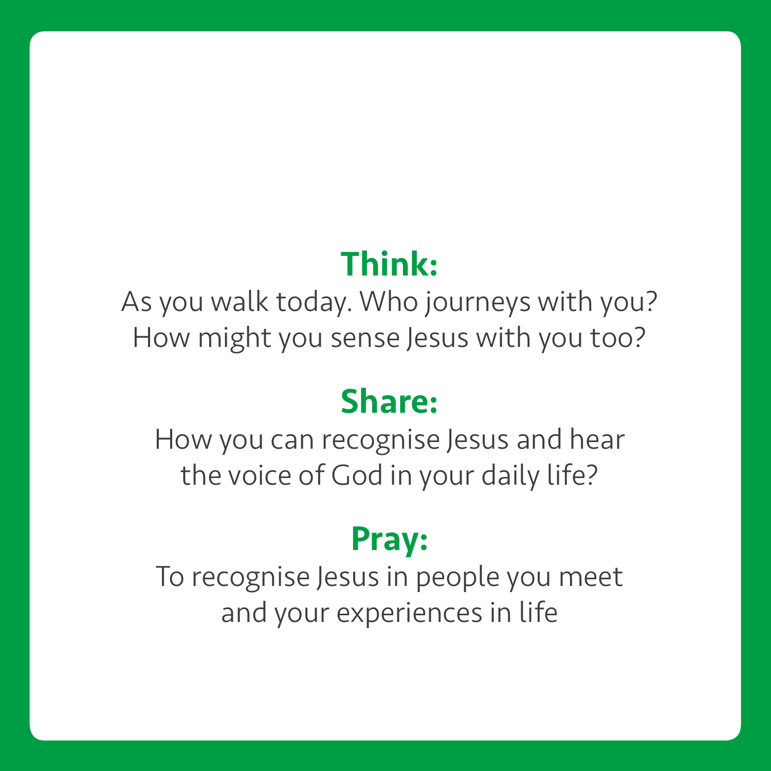**Think:**

As you walk today. Who journeys with you?
How might you sense Jesus with you too?

**Share:**

How you can recognise Jesus and hear
the voice of God in your daily life?

**Pray:**

To recognise Jesus in people you meet
and your experiences in life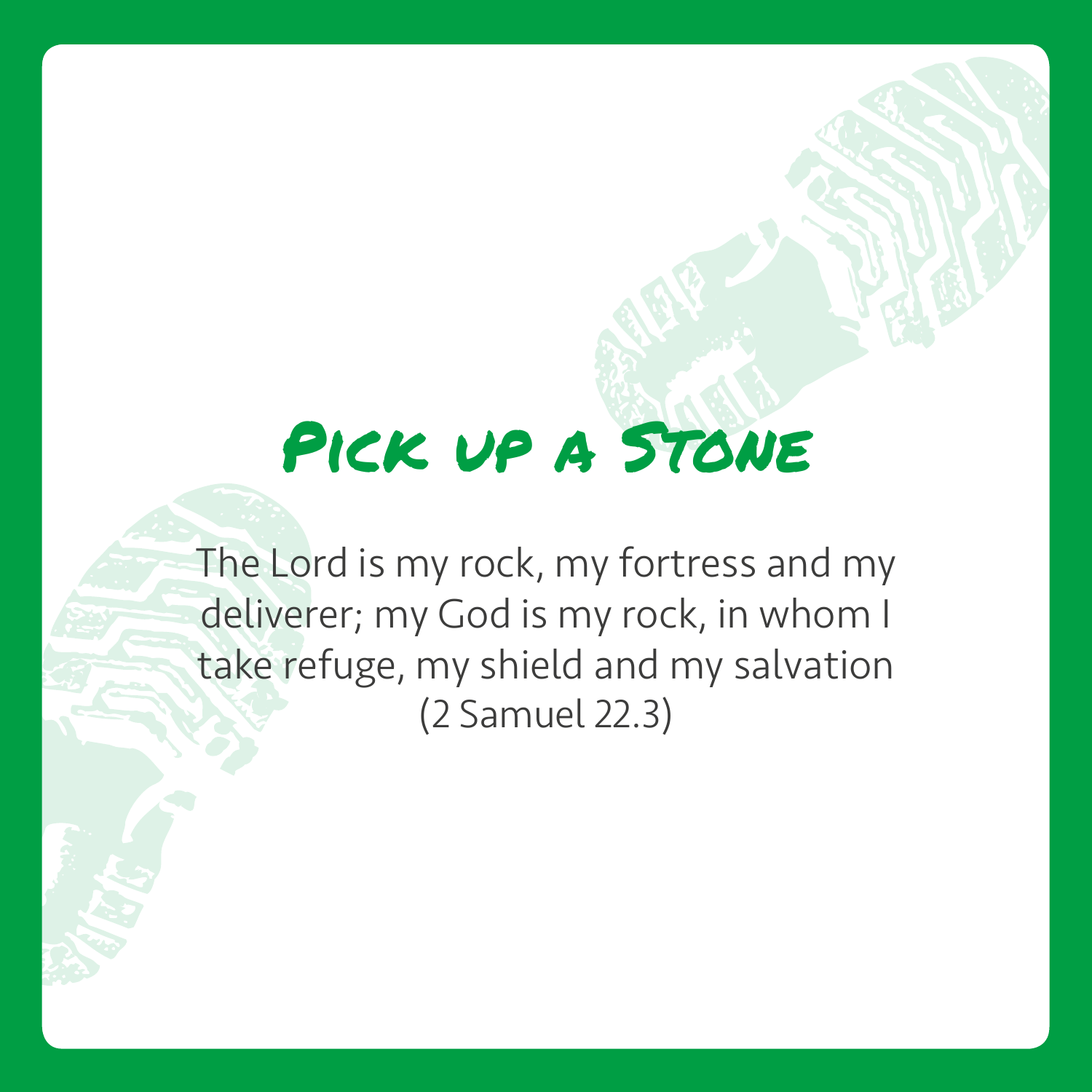# Pick up a Stone

The Lord is my rock, my fortress and my deliverer; my God is my rock, in whom I take refuge, my shield and my salvation (2 Samuel 22.3)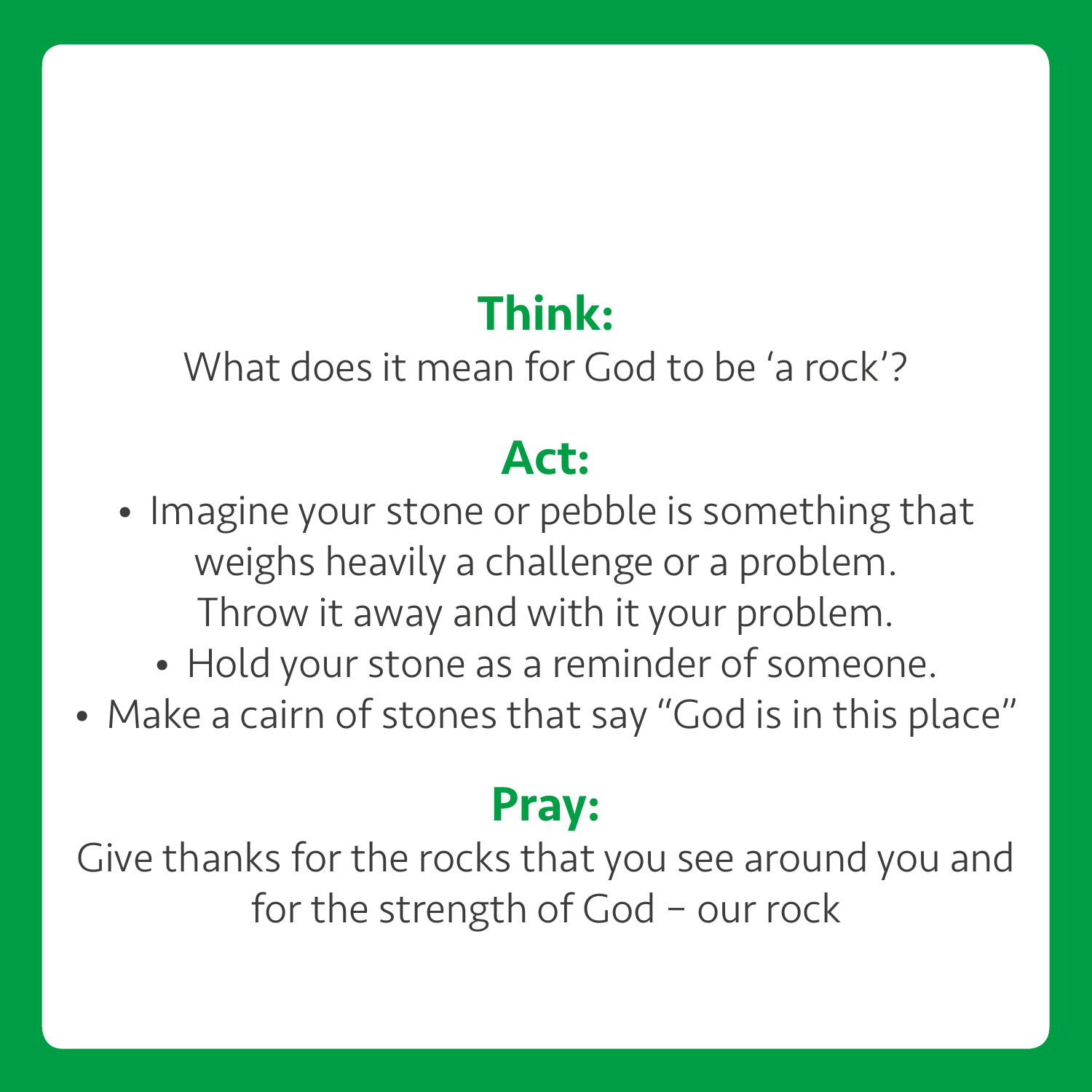## Think:

What does it mean for God to be 'a rock'?

## Act:

- Imagine your stone or pebble is something that weighs heavily a challenge or a problem. Throw it away and with it your problem.
- Hold your stone as a reminder of someone.
- Make a cairn of stones that say "God is in this place"

## Pray:

Give thanks for the rocks that you see around you and for the strength of God – our rock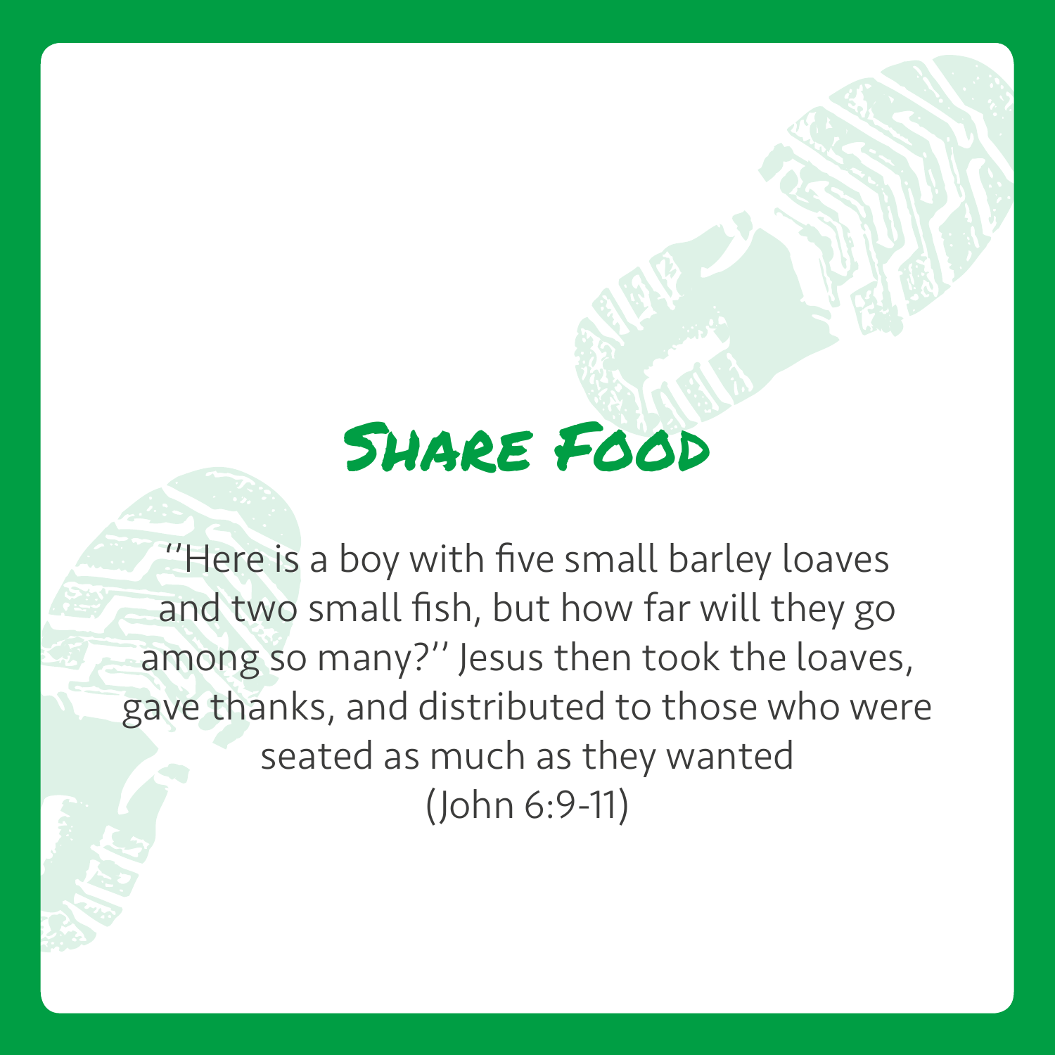# Share Food

"Here is a boy with five small barley loaves and two small fish, but how far will they go among so many?" Jesus then took the loaves, gave thanks, and distributed to those who were seated as much as they wanted
(John 6:9-11)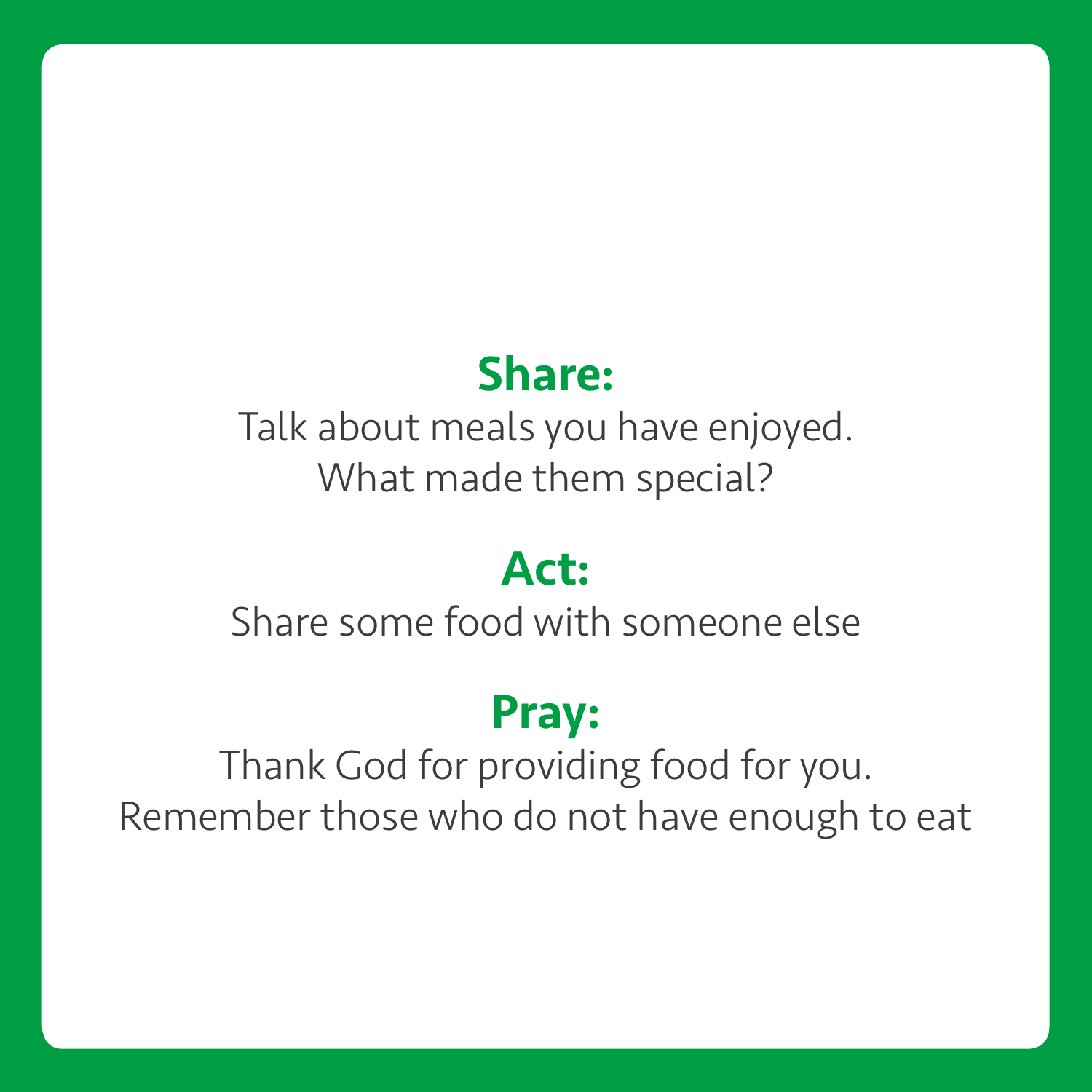**Share:**

Talk about meals you have enjoyed.
What made them special?

**Act:**

Share some food with someone else

**Pray:**

Thank God for providing food for you.
Remember those who do not have enough to eat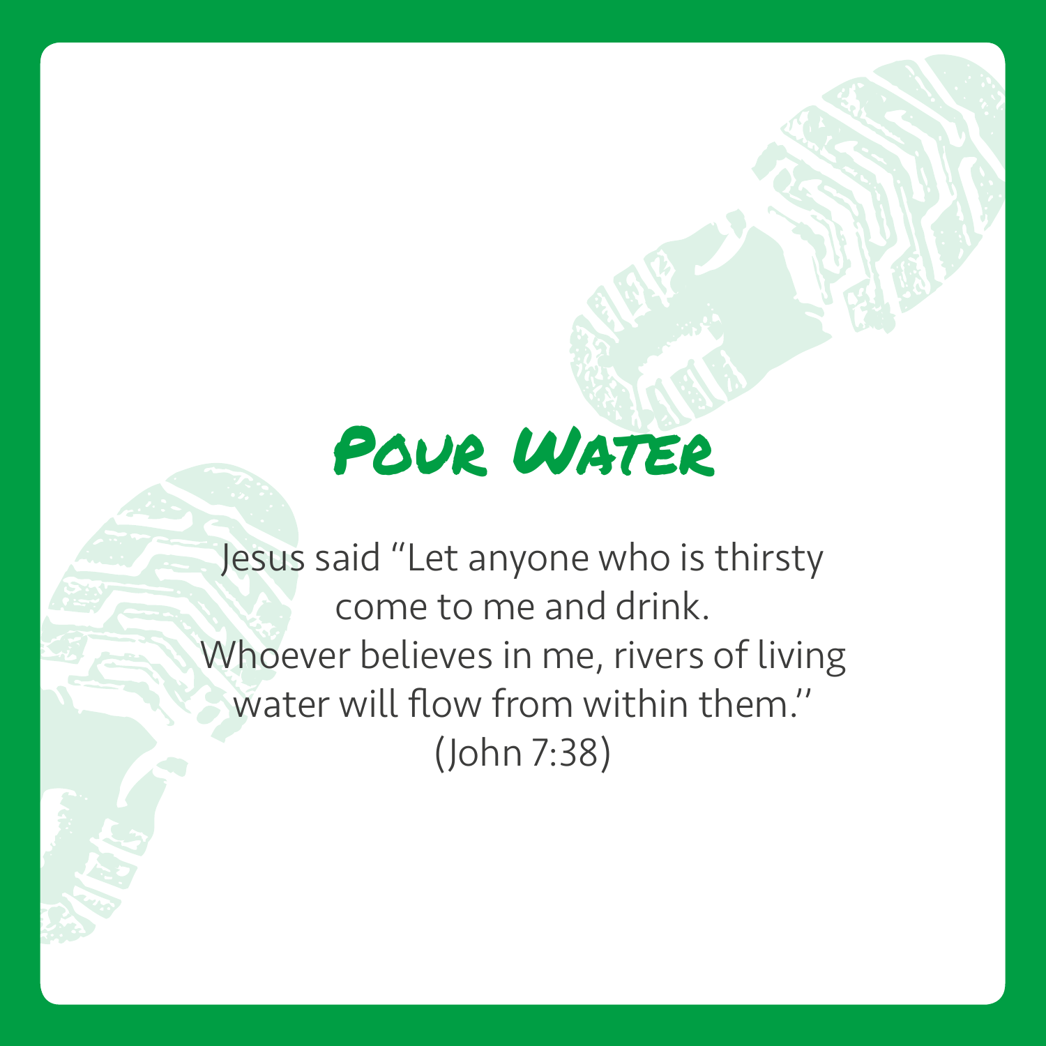# Pour Water

Jesus said "Let anyone who is thirsty come to me and drink. Whoever believes in me, rivers of living water will flow from within them." (John 7:38)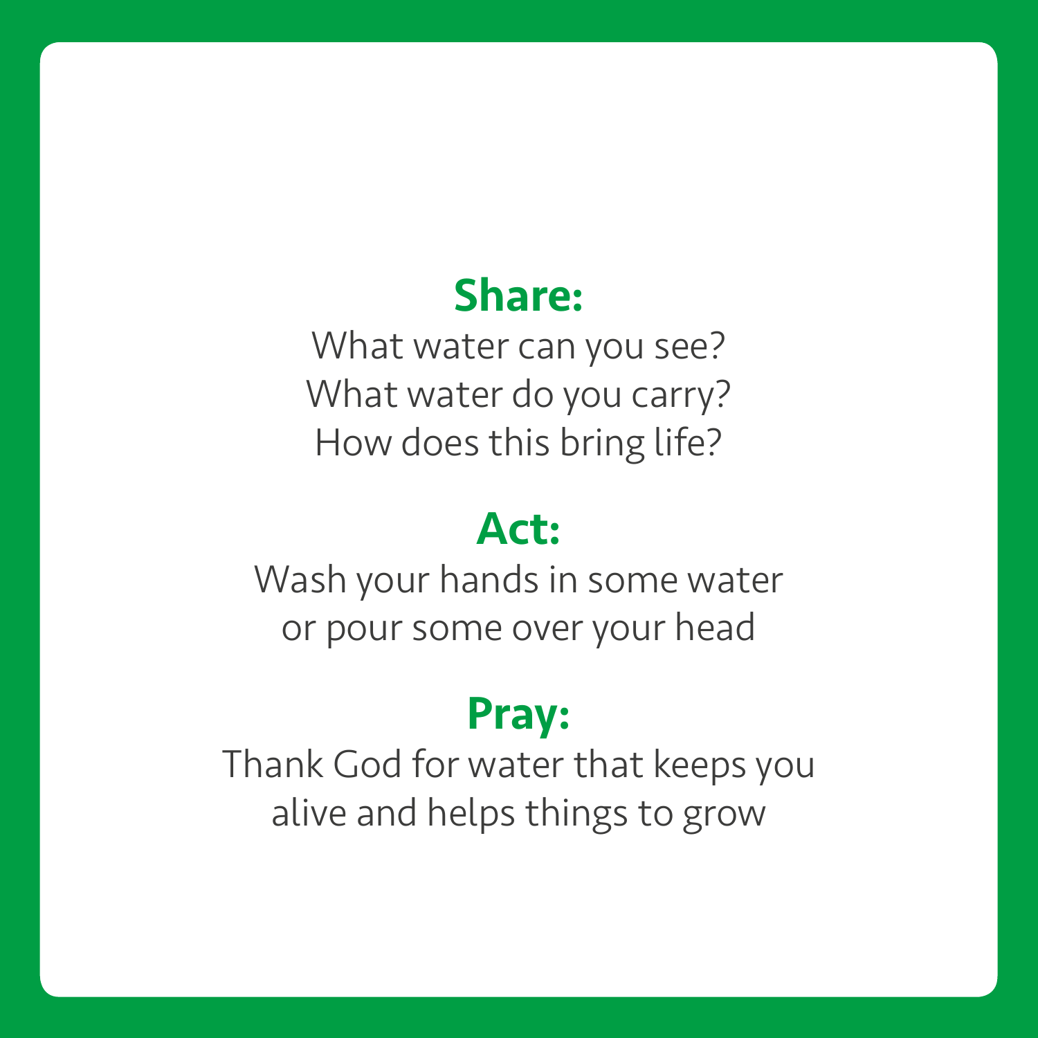## Share:

What water can you see?
What water do you carry?
How does this bring life?

## Act:

Wash your hands in some water
or pour some over your head

## Pray:

Thank God for water that keeps you
alive and helps things to grow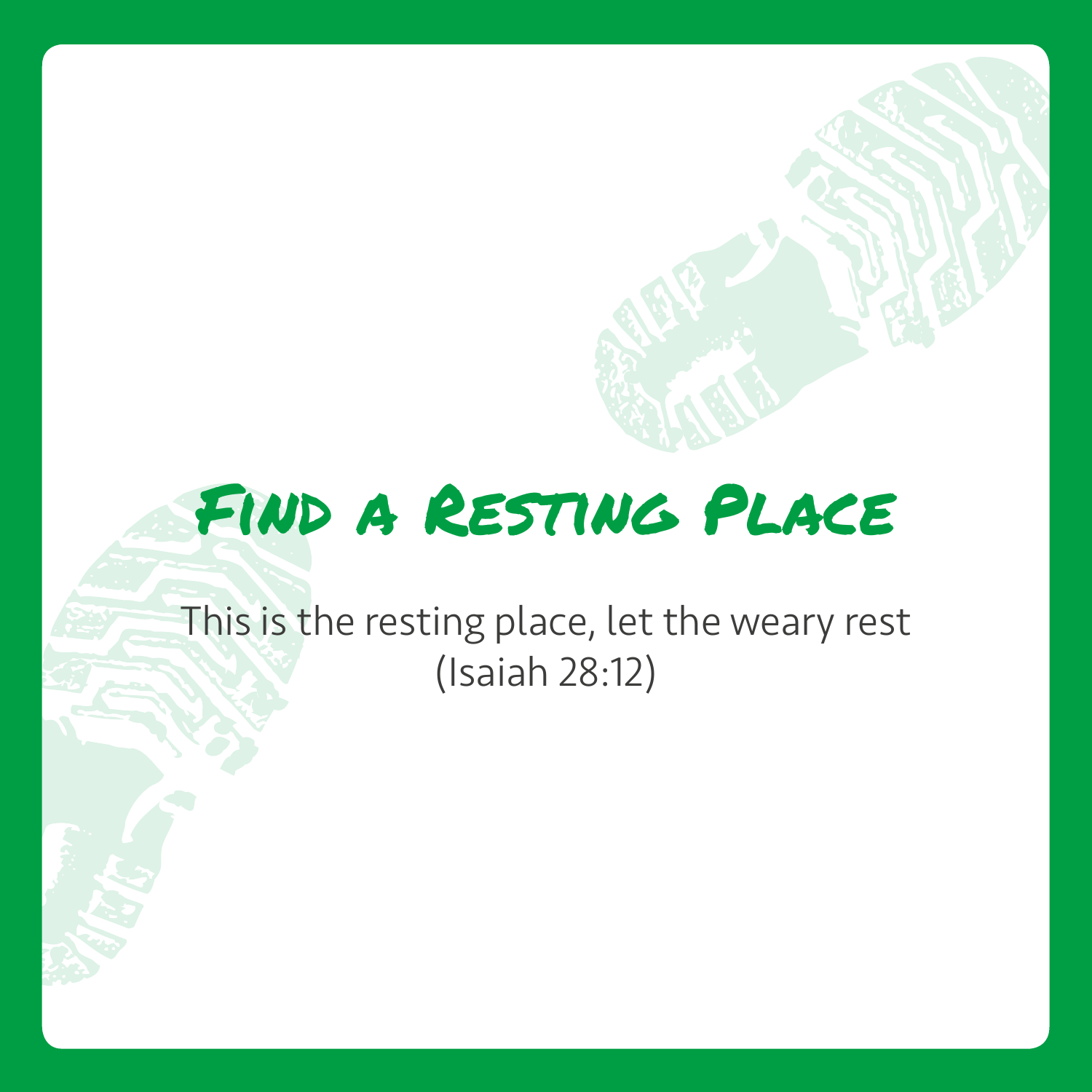# Find a Resting Place

This is the resting place, let the weary rest
(Isaiah 28:12)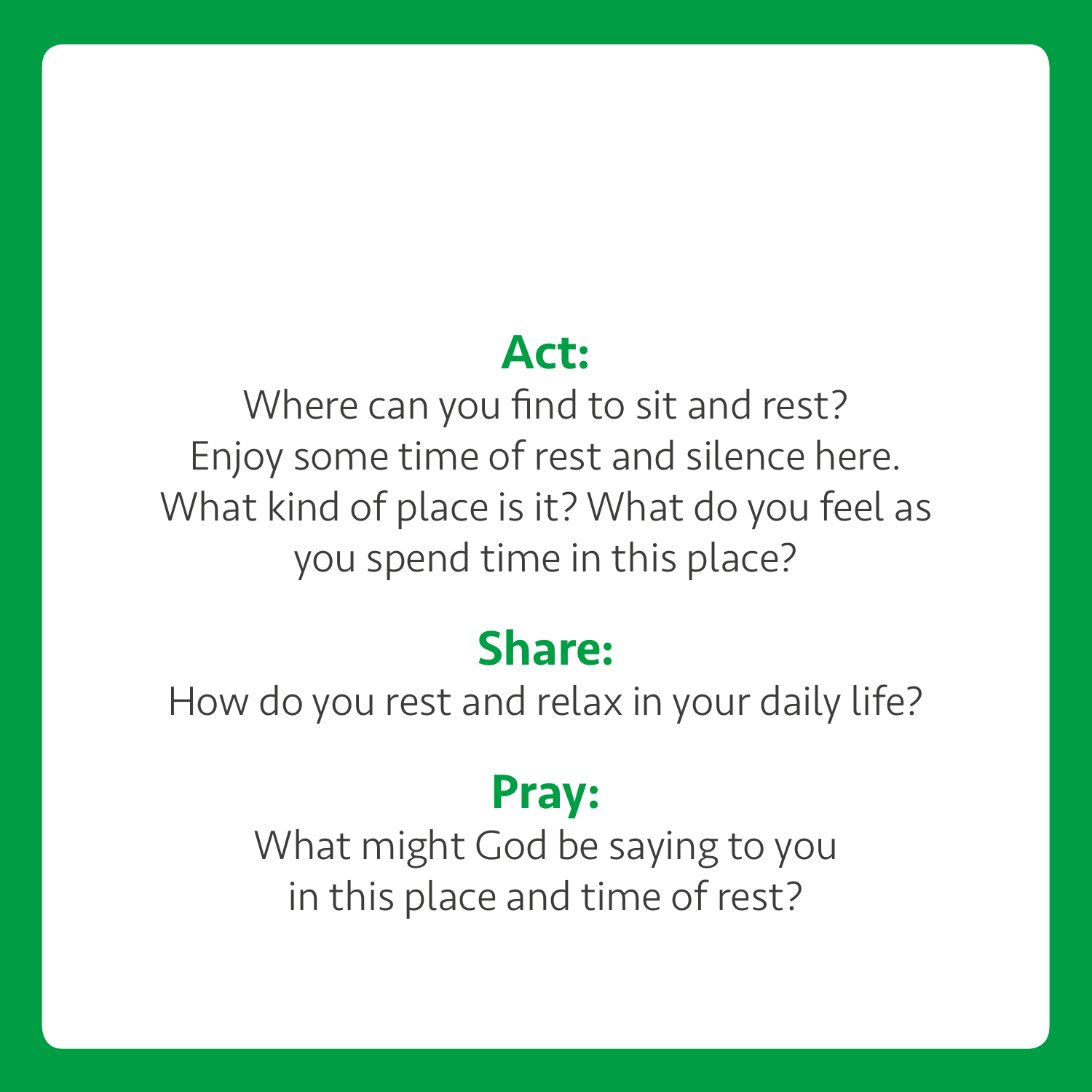## Act:

Where can you find to sit and rest?
Enjoy some time of rest and silence here.
What kind of place is it? What do you feel as you spend time in this place?

## Share:

How do you rest and relax in your daily life?

## Pray:

What might God be saying to you in this place and time of rest?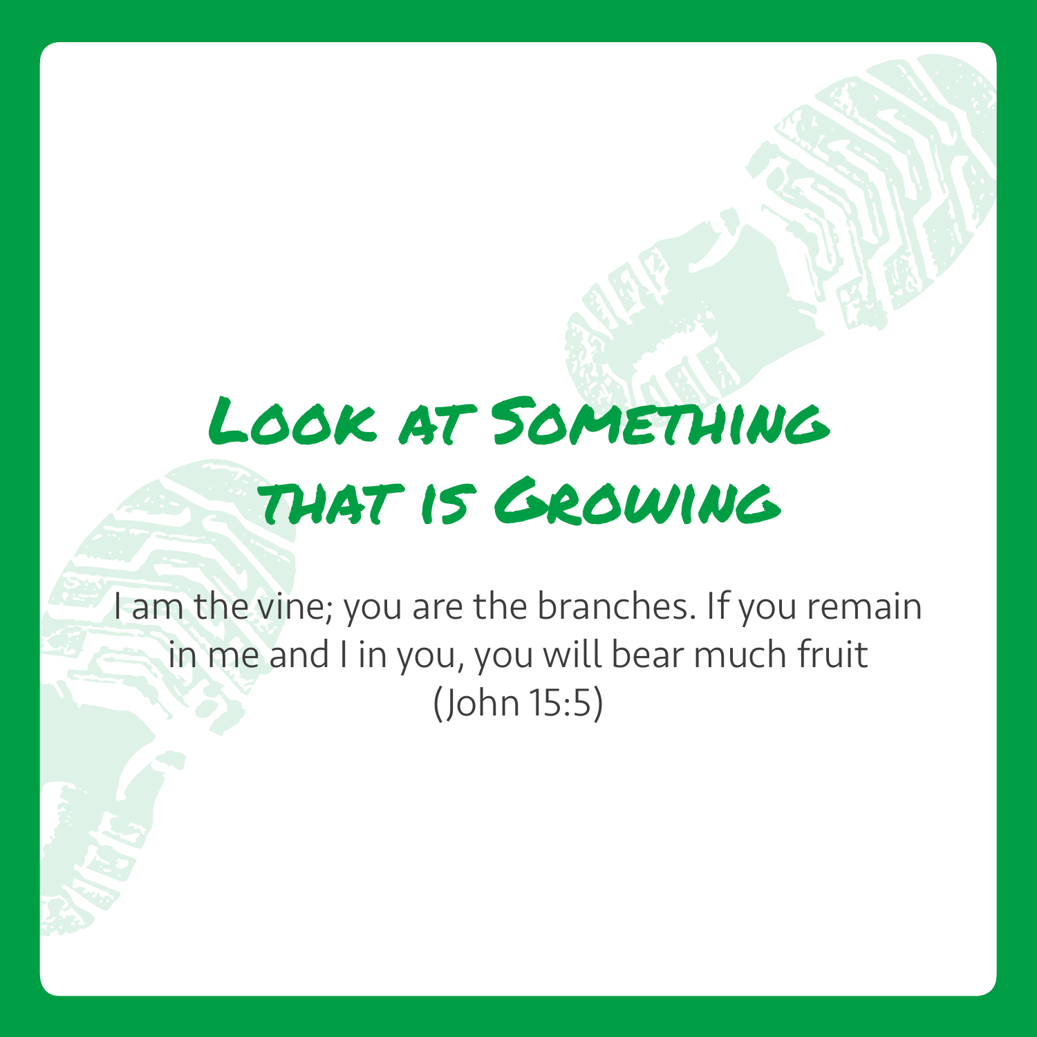# Look at Something that is Growing

I am the vine; you are the branches. If you remain in me and I in you, you will bear much fruit (John 15:5)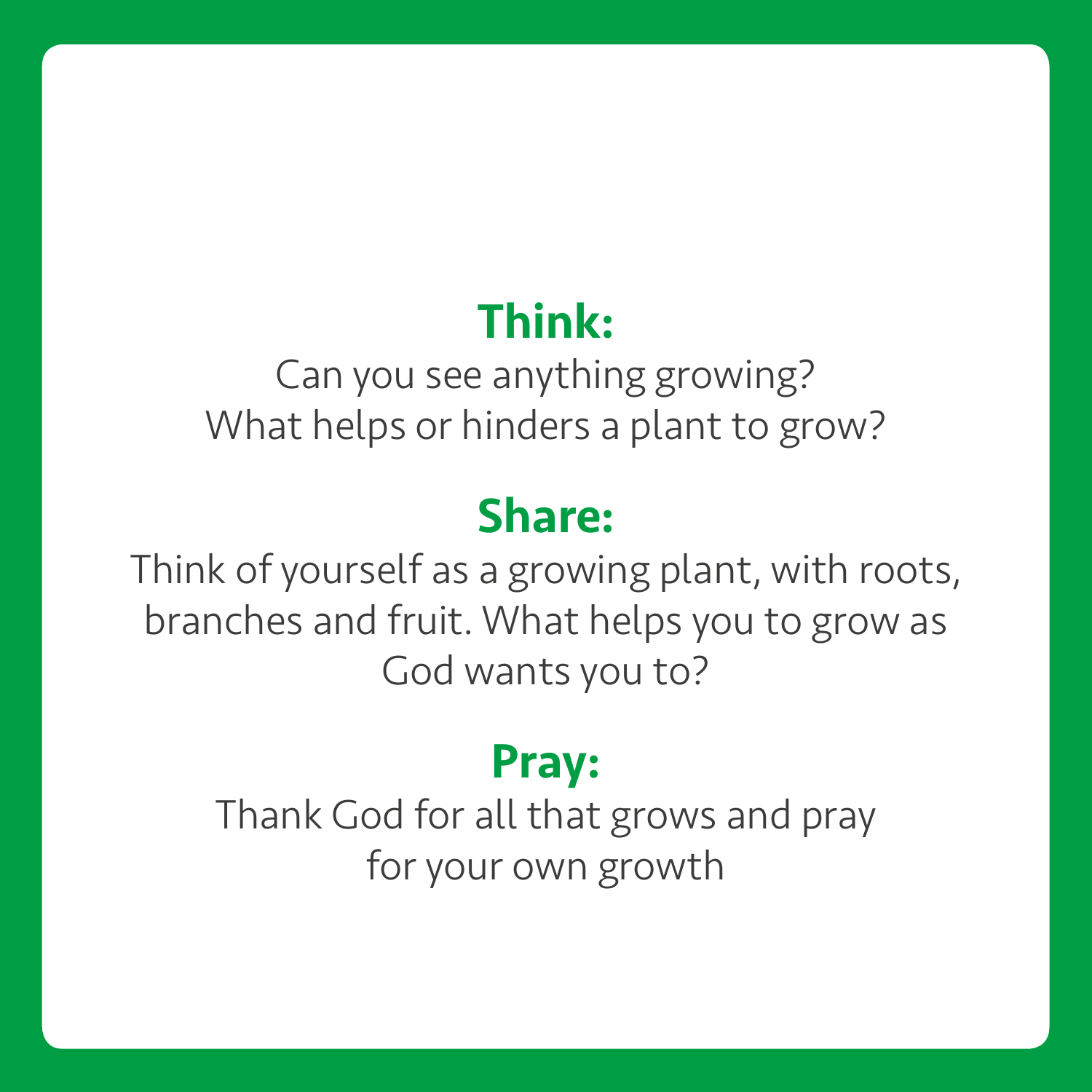**Think:**

Can you see anything growing?
What helps or hinders a plant to grow?

**Share:**

Think of yourself as a growing plant, with roots, branches and fruit. What helps you to grow as God wants you to?

**Pray:**

Thank God for all that grows and pray for your own growth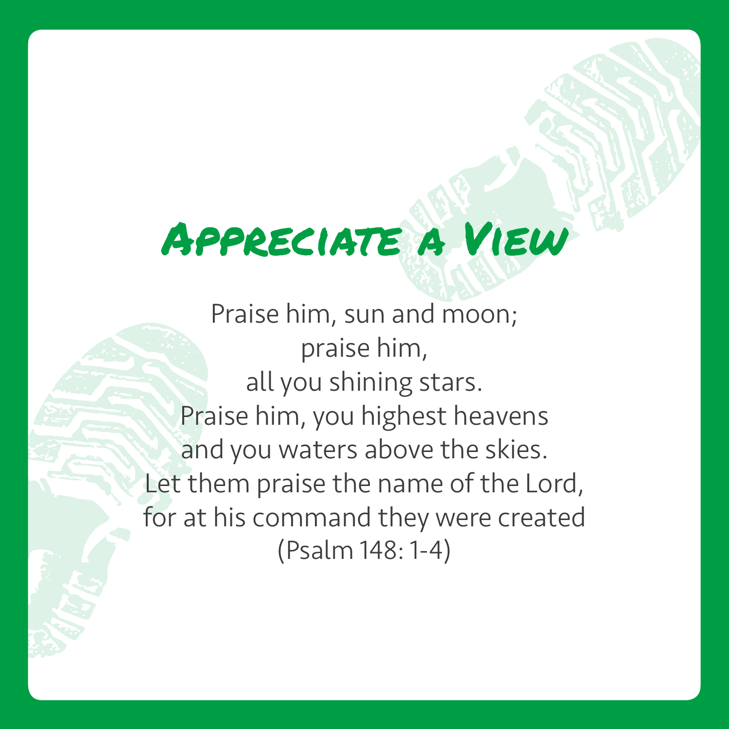# Appreciate a View

Praise him, sun and moon;
praise him,
all you shining stars.
Praise him, you highest heavens
and you waters above the skies.
Let them praise the name of the Lord,
for at his command they were created
(Psalm 148: 1-4)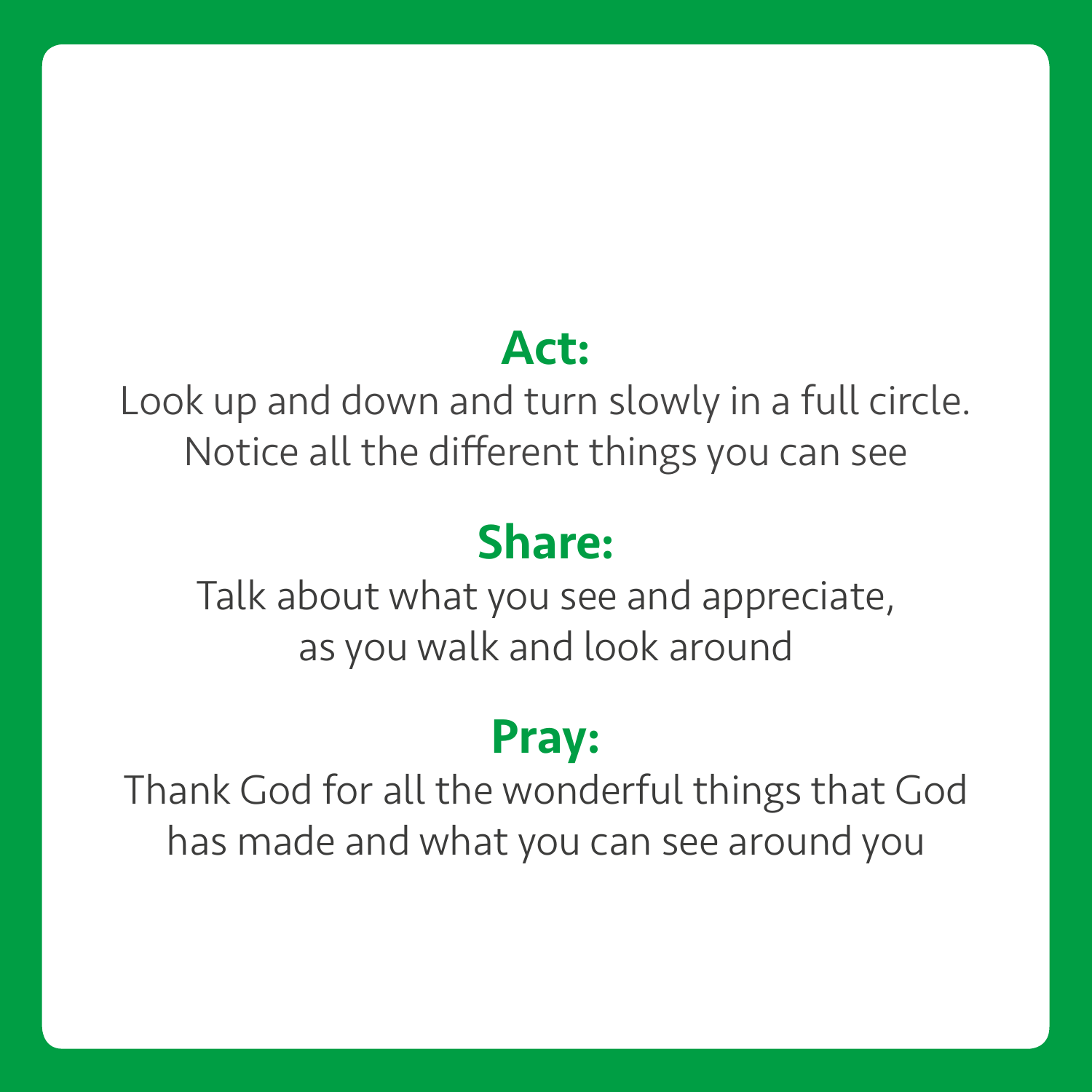**Act:**

Look up and down and turn slowly in a full circle.
Notice all the different things you can see

**Share:**

Talk about what you see and appreciate,
as you walk and look around

**Pray:**

Thank God for all the wonderful things that God
has made and what you can see around you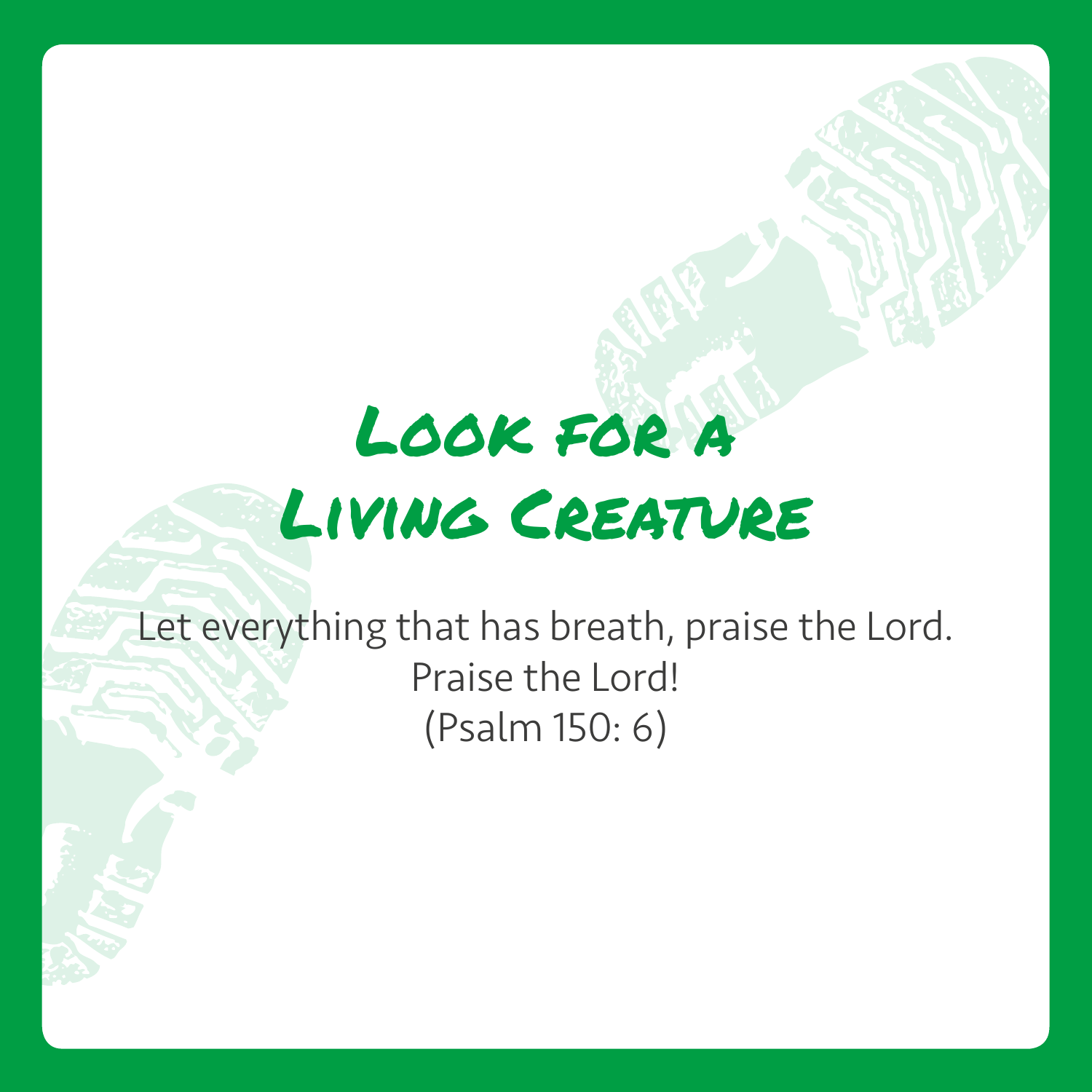# Look for a Living Creature

Let everything that has breath, praise the Lord.
Praise the Lord!
(Psalm 150: 6)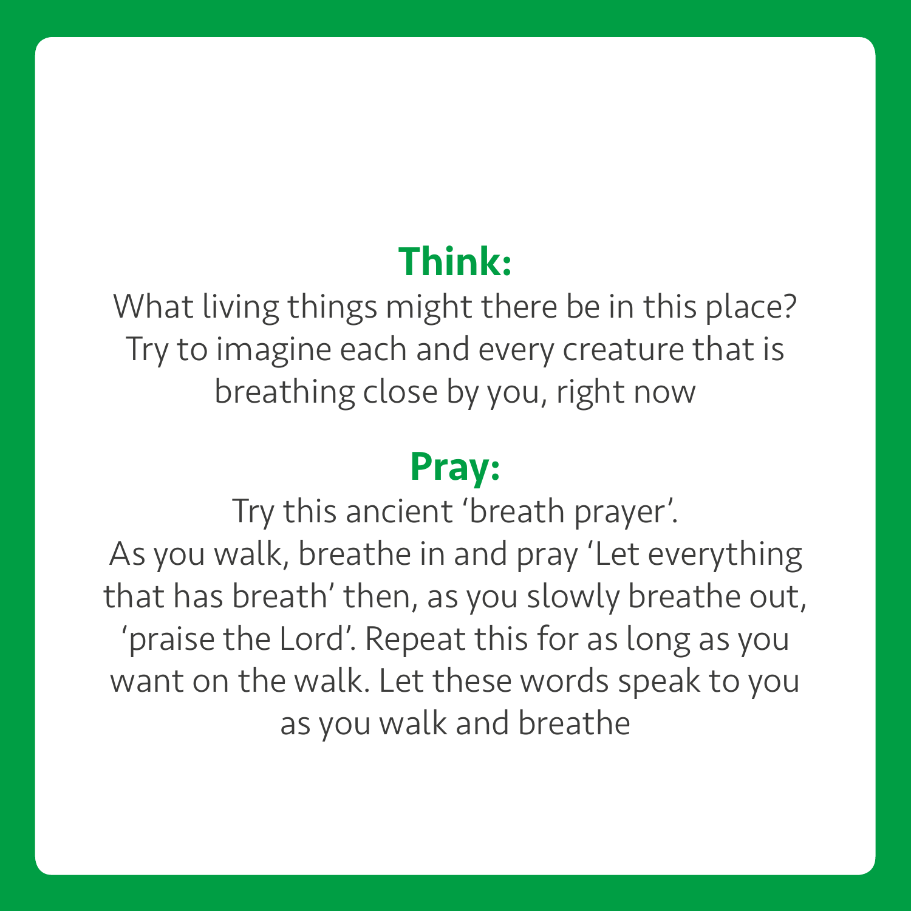## Think:

What living things might there be in this place? Try to imagine each and every creature that is breathing close by you, right now

## Pray:

Try this ancient 'breath prayer'.
As you walk, breathe in and pray 'Let everything that has breath' then, as you slowly breathe out, 'praise the Lord'. Repeat this for as long as you want on the walk. Let these words speak to you as you walk and breathe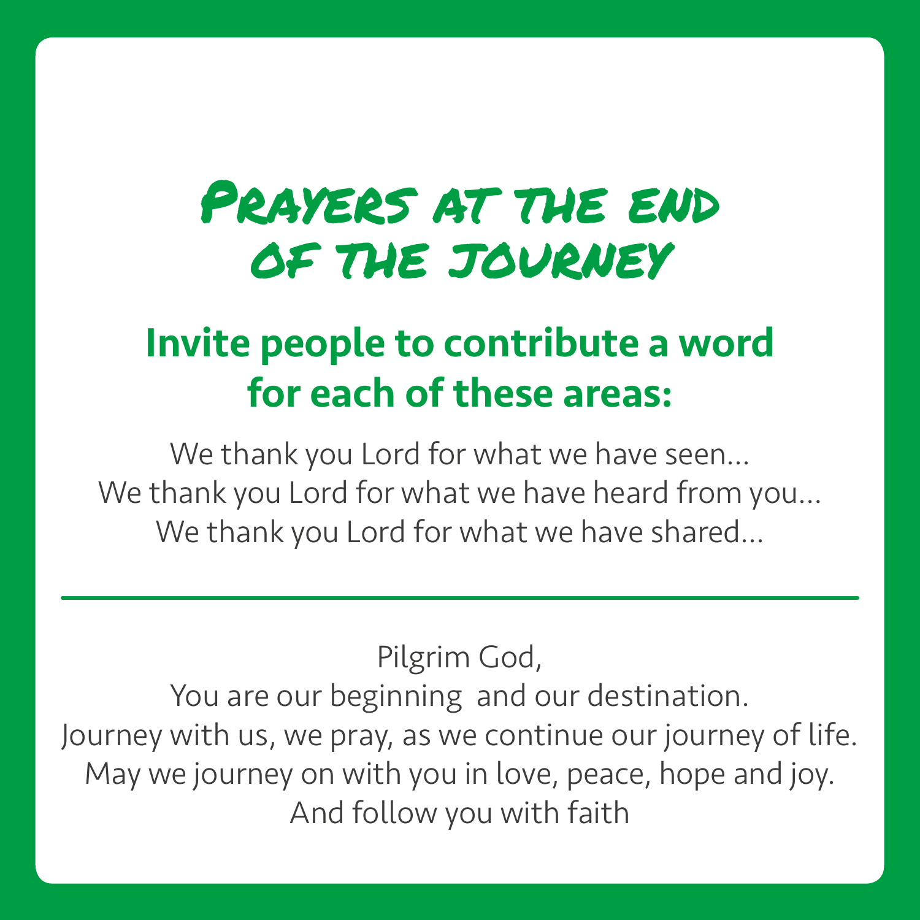# Prayers at the end of the journey

## Invite people to contribute a word for each of these areas:

We thank you Lord for what we have seen…
We thank you Lord for what we have heard from you…
We thank you Lord for what we have shared…

---

Pilgrim God,
You are our beginning and our destination.
Journey with us, we pray, as we continue our journey of life.
May we journey on with you in love, peace, hope and joy.
And follow you with faith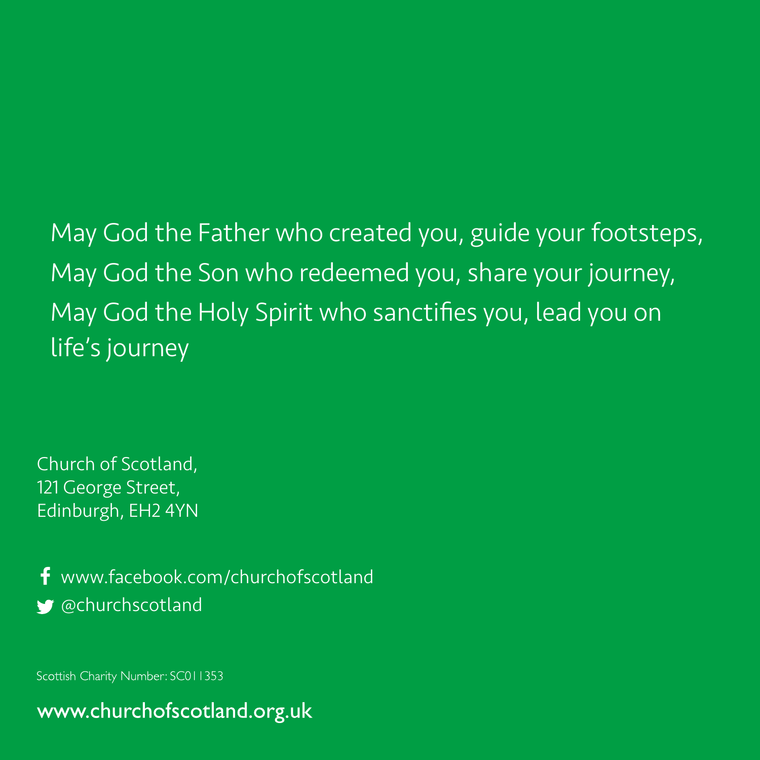May God the Father who created you, guide your footsteps,
May God the Son who redeemed you, share your journey,
May God the Holy Spirit who sanctifies you, lead you on life's journey

Church of Scotland,
121 George Street,
Edinburgh, EH2 4YN

www.facebook.com/churchofscotland
@churchscotland

Scottish Charity Number: SC011353

**www.churchofscotland.org.uk**